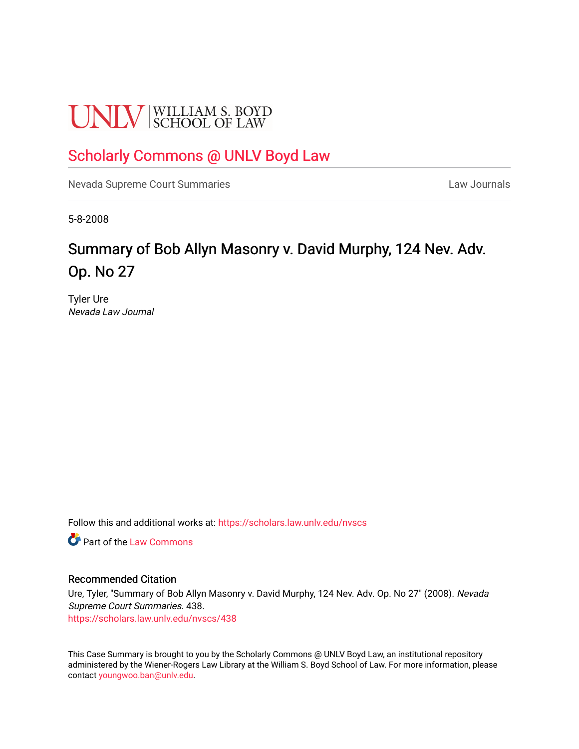UNLV | WILLIAM S. BOYD SCHOOL OF LAW

# Scholarly Commons @ UNLV Boyd Law

Nevada Supreme Court Summaries | Law Journals

5-8-2008

## Summary of Bob Allyn Masonry v. David Murphy, 124 Nev. Adv. Op. No 27

Tyler Ure
*Nevada Law Journal*

Follow this and additional works at: https://scholars.law.unlv.edu/nvscs

Part of the Law Commons

### Recommended Citation

Ure, Tyler, "Summary of Bob Allyn Masonry v. David Murphy, 124 Nev. Adv. Op. No 27" (2008). *Nevada Supreme Court Summaries*. 438.
https://scholars.law.unlv.edu/nvscs/438

This Case Summary is brought to you by the Scholarly Commons @ UNLV Boyd Law, an institutional repository administered by the Wiener-Rogers Law Library at the William S. Boyd School of Law. For more information, please contact youngwoo.ban@unlv.edu.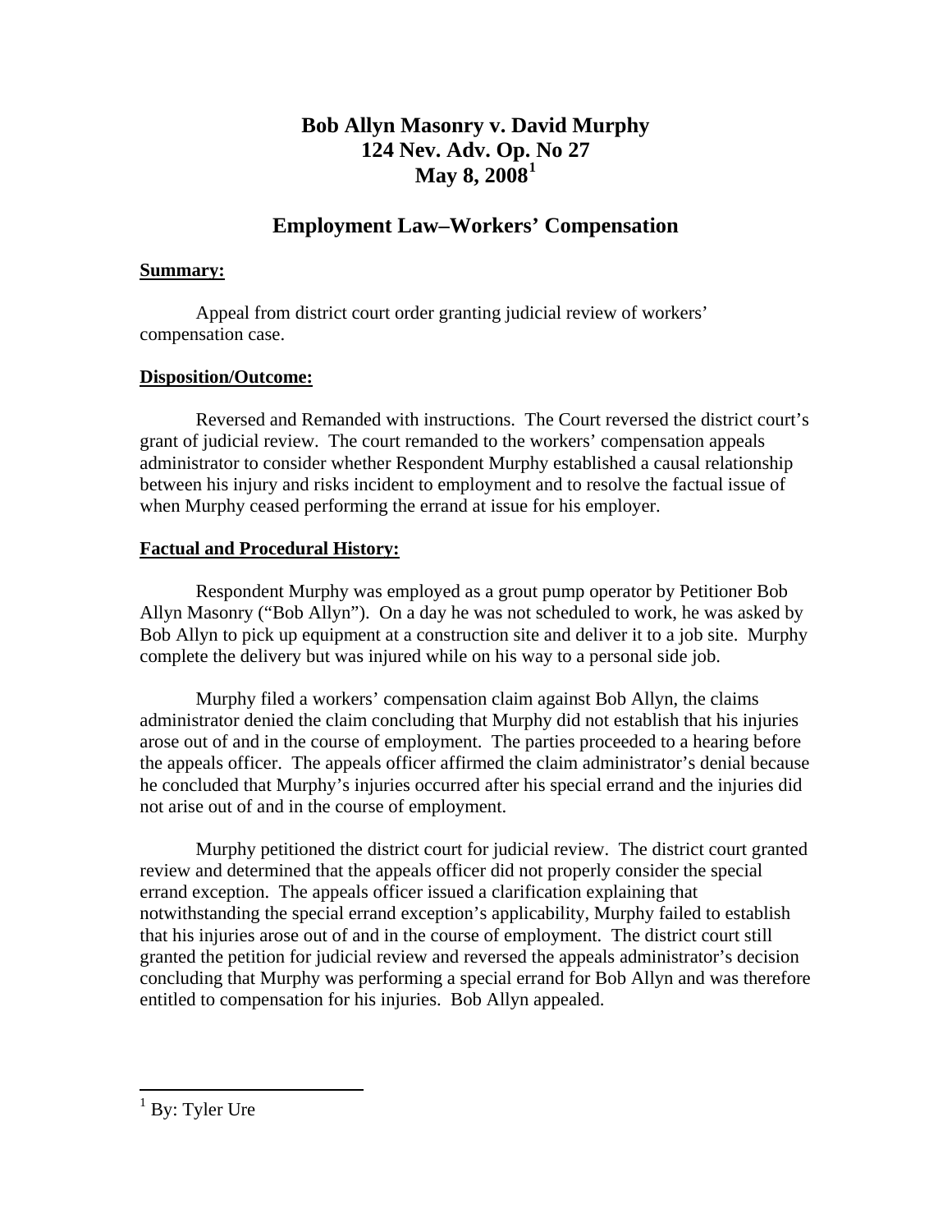# Bob Allyn Masonry v. David Murphy
# 124 Nev. Adv. Op. No 27
# May 8, 2008[1]

## Employment Law–Workers' Compensation

**Summary:**

Appeal from district court order granting judicial review of workers' compensation case.

**Disposition/Outcome:**

Reversed and Remanded with instructions. The Court reversed the district court's grant of judicial review. The court remanded to the workers' compensation appeals administrator to consider whether Respondent Murphy established a causal relationship between his injury and risks incident to employment and to resolve the factual issue of when Murphy ceased performing the errand at issue for his employer.

**Factual and Procedural History:**

Respondent Murphy was employed as a grout pump operator by Petitioner Bob Allyn Masonry ("Bob Allyn"). On a day he was not scheduled to work, he was asked by Bob Allyn to pick up equipment at a construction site and deliver it to a job site. Murphy complete the delivery but was injured while on his way to a personal side job.

Murphy filed a workers' compensation claim against Bob Allyn, the claims administrator denied the claim concluding that Murphy did not establish that his injuries arose out of and in the course of employment. The parties proceeded to a hearing before the appeals officer. The appeals officer affirmed the claim administrator's denial because he concluded that Murphy's injuries occurred after his special errand and the injuries did not arise out of and in the course of employment.

Murphy petitioned the district court for judicial review. The district court granted review and determined that the appeals officer did not properly consider the special errand exception. The appeals officer issued a clarification explaining that notwithstanding the special errand exception's applicability, Murphy failed to establish that his injuries arose out of and in the course of employment. The district court still granted the petition for judicial review and reversed the appeals administrator's decision concluding that Murphy was performing a special errand for Bob Allyn and was therefore entitled to compensation for his injuries. Bob Allyn appealed.

[1] By: Tyler Ure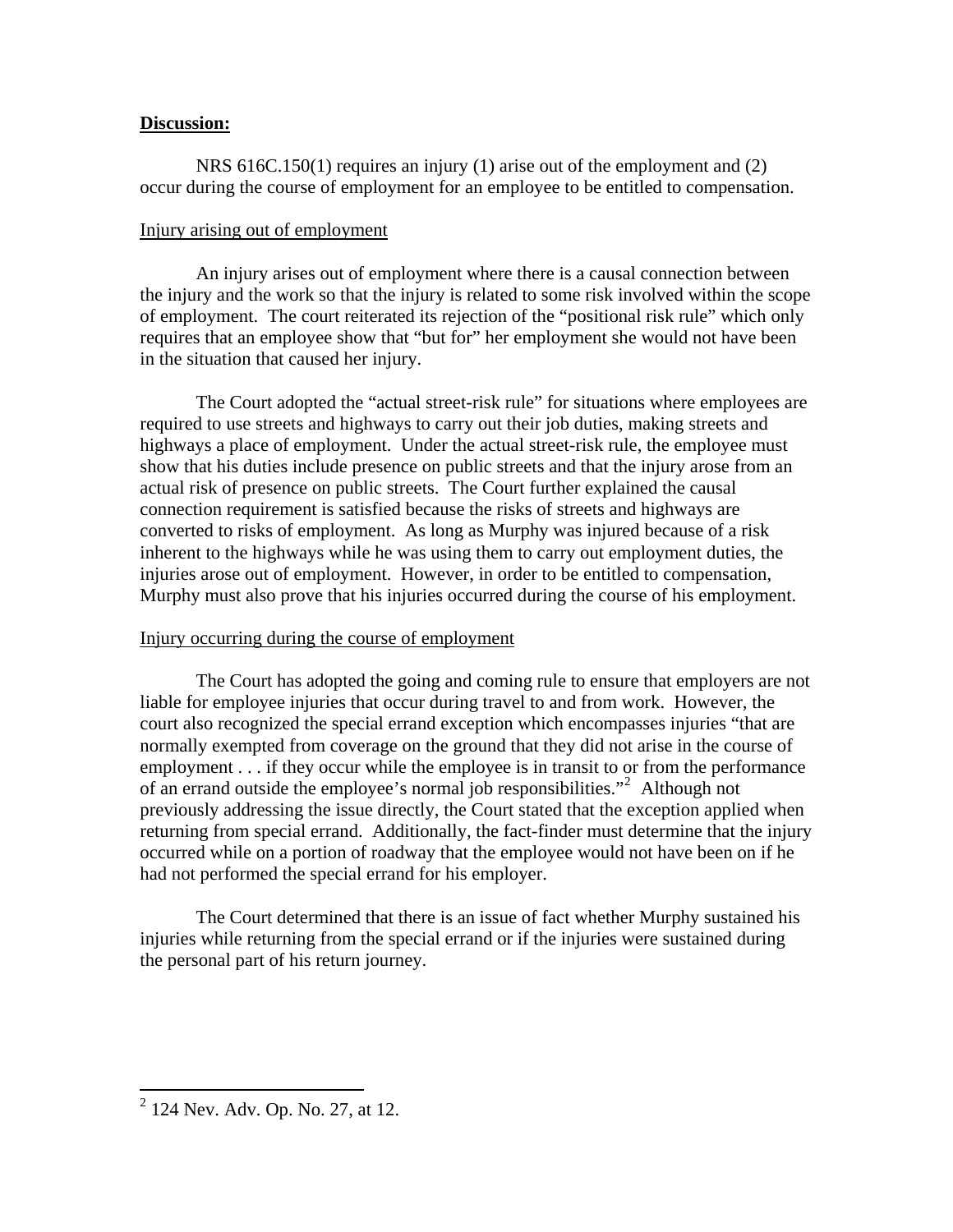**Discussion:**

NRS 616C.150(1) requires an injury (1) arise out of the employment and (2) occur during the course of employment for an employee to be entitled to compensation.

Injury arising out of employment

An injury arises out of employment where there is a causal connection between the injury and the work so that the injury is related to some risk involved within the scope of employment. The court reiterated its rejection of the "positional risk rule" which only requires that an employee show that "but for" her employment she would not have been in the situation that caused her injury.

The Court adopted the "actual street-risk rule" for situations where employees are required to use streets and highways to carry out their job duties, making streets and highways a place of employment. Under the actual street-risk rule, the employee must show that his duties include presence on public streets and that the injury arose from an actual risk of presence on public streets. The Court further explained the causal connection requirement is satisfied because the risks of streets and highways are converted to risks of employment. As long as Murphy was injured because of a risk inherent to the highways while he was using them to carry out employment duties, the injuries arose out of employment. However, in order to be entitled to compensation, Murphy must also prove that his injuries occurred during the course of his employment.

Injury occurring during the course of employment

The Court has adopted the going and coming rule to ensure that employers are not liable for employee injuries that occur during travel to and from work. However, the court also recognized the special errand exception which encompasses injuries "that are normally exempted from coverage on the ground that they did not arise in the course of employment . . . if they occur while the employee is in transit to or from the performance of an errand outside the employee's normal job responsibilities."[2] Although not previously addressing the issue directly, the Court stated that the exception applied when returning from special errand. Additionally, the fact-finder must determine that the injury occurred while on a portion of roadway that the employee would not have been on if he had not performed the special errand for his employer.

The Court determined that there is an issue of fact whether Murphy sustained his injuries while returning from the special errand or if the injuries were sustained during the personal part of his return journey.

---

[2] 124 Nev. Adv. Op. No. 27, at 12.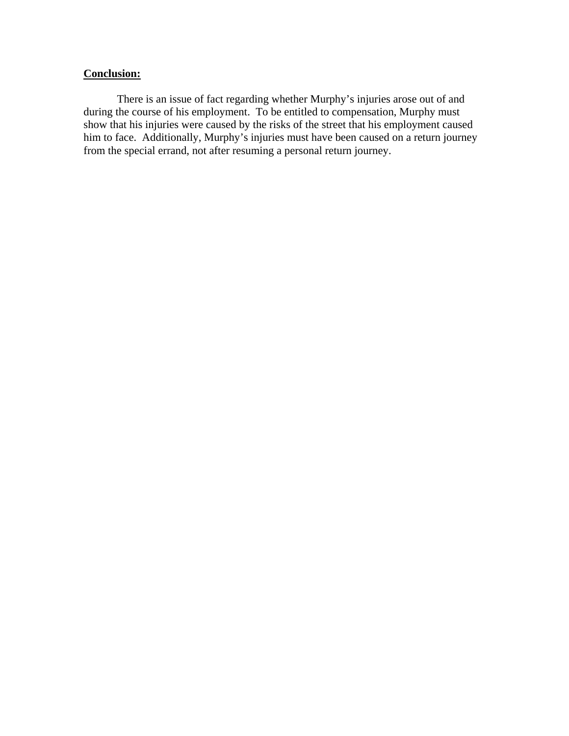**Conclusion:**

There is an issue of fact regarding whether Murphy's injuries arose out of and during the course of his employment. To be entitled to compensation, Murphy must show that his injuries were caused by the risks of the street that his employment caused him to face. Additionally, Murphy's injuries must have been caused on a return journey from the special errand, not after resuming a personal return journey.